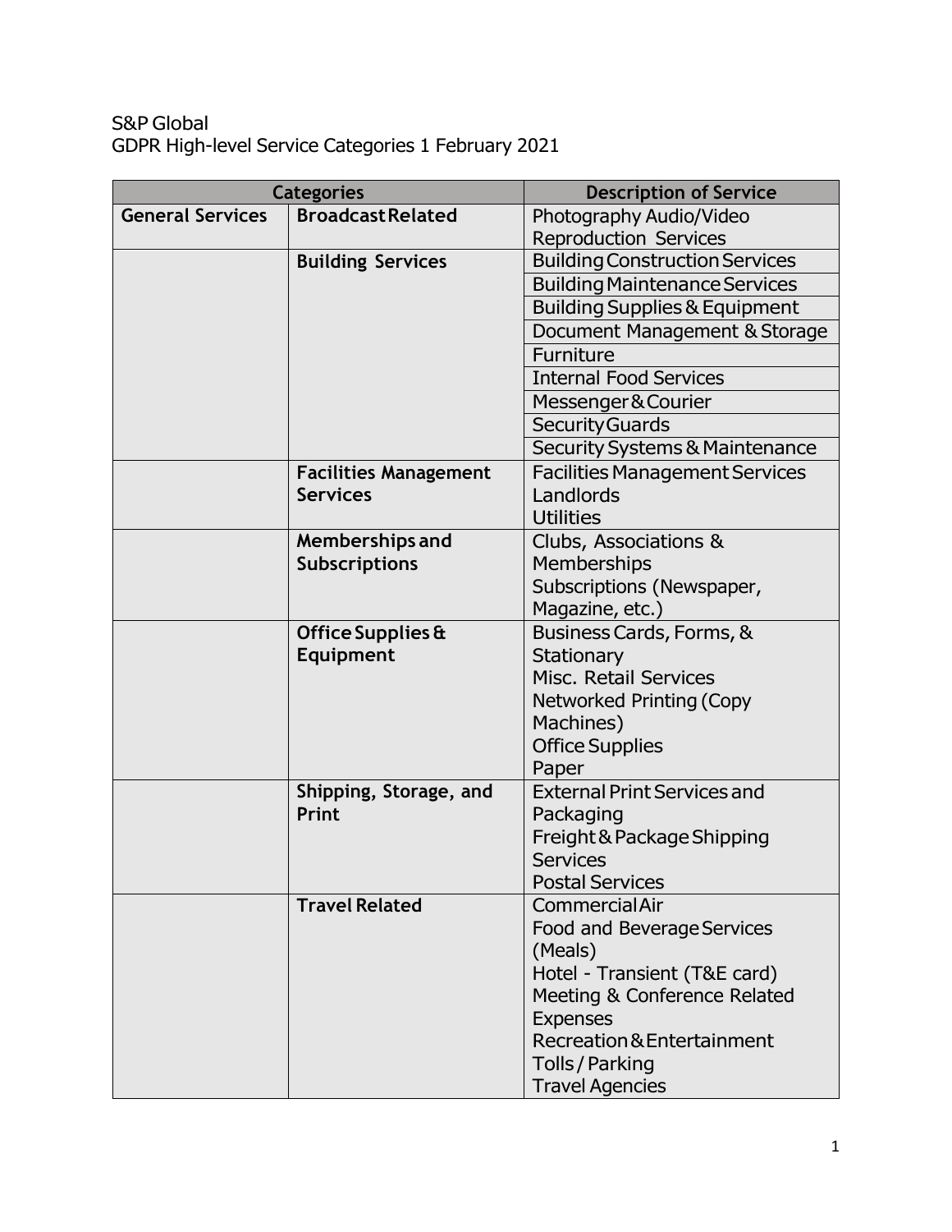S&P Global
GDPR High-level Service Categories 1 February 2021

| Categories | | Description of Service |
|---|---|---|
| **General Services** | **Broadcast Related** | Photography Audio/Video Reproduction Services |
| | **Building Services** | Building Construction Services |
| | | Building Maintenance Services |
| | | Building Supplies & Equipment |
| | | Document Management & Storage |
| | | Furniture |
| | | Internal Food Services |
| | | Messenger & Courier |
| | | Security Guards |
| | | Security Systems & Maintenance |
| | **Facilities Management Services** | Facilities Management Services<br>Landlords<br>Utilities |
| | **Memberships and Subscriptions** | Clubs, Associations & Memberships<br>Subscriptions (Newspaper, Magazine, etc.) |
| | **Office Supplies & Equipment** | Business Cards, Forms, & Stationary<br>Misc. Retail Services<br>Networked Printing (Copy Machines)<br>Office Supplies<br>Paper |
| | **Shipping, Storage, and Print** | External Print Services and Packaging<br>Freight & Package Shipping Services<br>Postal Services |
| | **Travel Related** | Commercial Air<br>Food and Beverage Services (Meals)<br>Hotel - Transient (T&E card)<br>Meeting & Conference Related Expenses<br>Recreation & Entertainment<br>Tolls / Parking<br>Travel Agencies |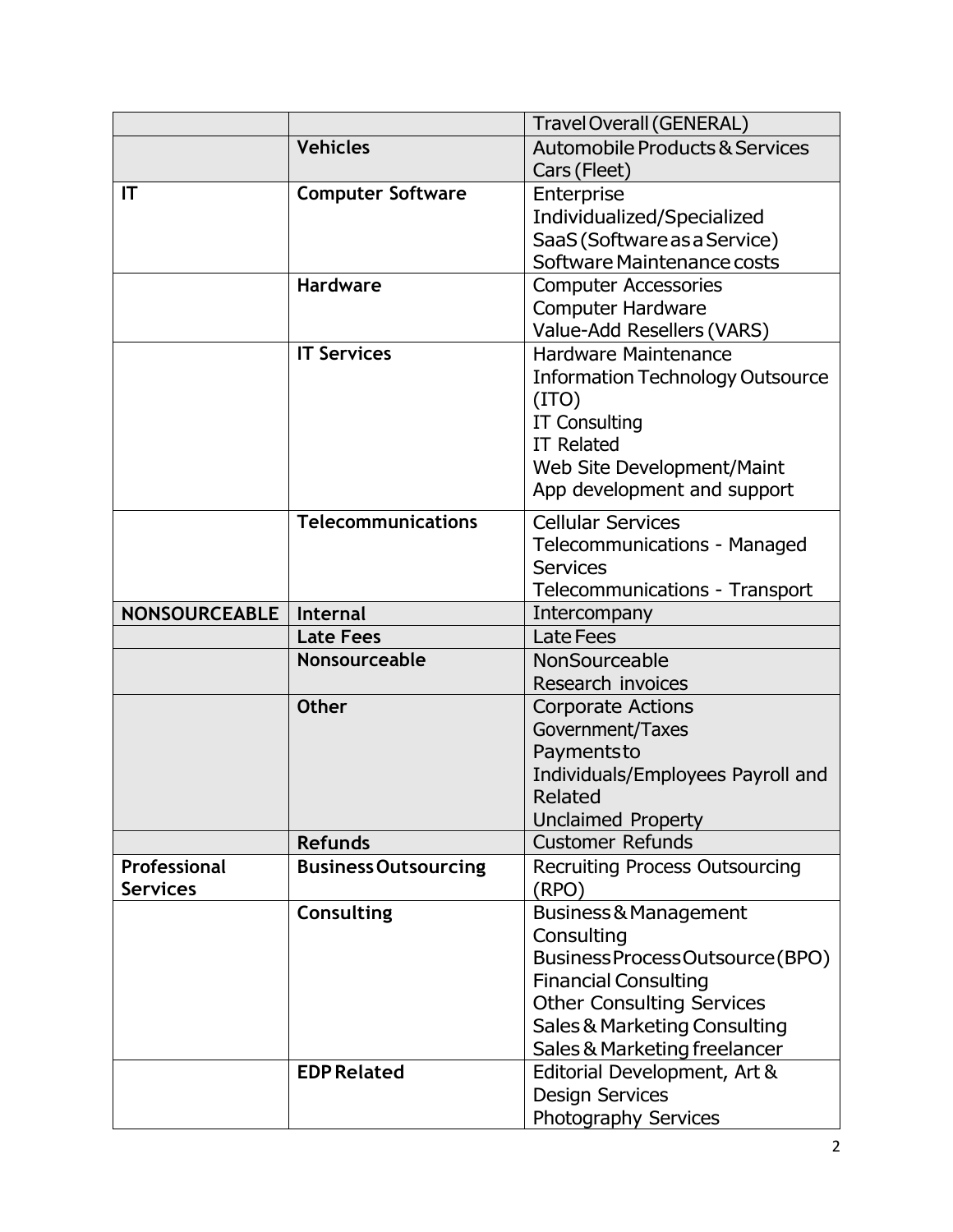| | | |
|---|---|---|
| | | Travel Overall (GENERAL) |
| | **Vehicles** | Automobile Products & Services<br>Cars (Fleet) |
| **IT** | **Computer Software** | Enterprise<br>Individualized/Specialized<br>SaaS (Software as a Service)<br>Software Maintenance costs |
| | **Hardware** | Computer Accessories<br>Computer Hardware<br>Value-Add Resellers (VARS) |
| | **IT Services** | Hardware Maintenance<br>Information Technology Outsource (ITO)<br>IT Consulting<br>IT Related<br>Web Site Development/Maint<br>App development and support |
| | **Telecommunications** | Cellular Services<br>Telecommunications - Managed Services<br>Telecommunications - Transport |
| **NONSOURCEABLE** | **Internal** | Intercompany |
| | **Late Fees** | Late Fees |
| | **Nonsourceable** | NonSourceable<br>Research invoices |
| | **Other** | Corporate Actions<br>Government/Taxes<br>Payments to<br>Individuals/Employees Payroll and Related<br>Unclaimed Property |
| | **Refunds** | Customer Refunds |
| **Professional Services** | **Business Outsourcing** | Recruiting Process Outsourcing (RPO) |
| | **Consulting** | Business & Management Consulting<br>Business Process Outsource (BPO)<br>Financial Consulting<br>Other Consulting Services<br>Sales & Marketing Consulting<br>Sales & Marketing freelancer |
| | **EDP Related** | Editorial Development, Art & Design Services<br>Photography Services |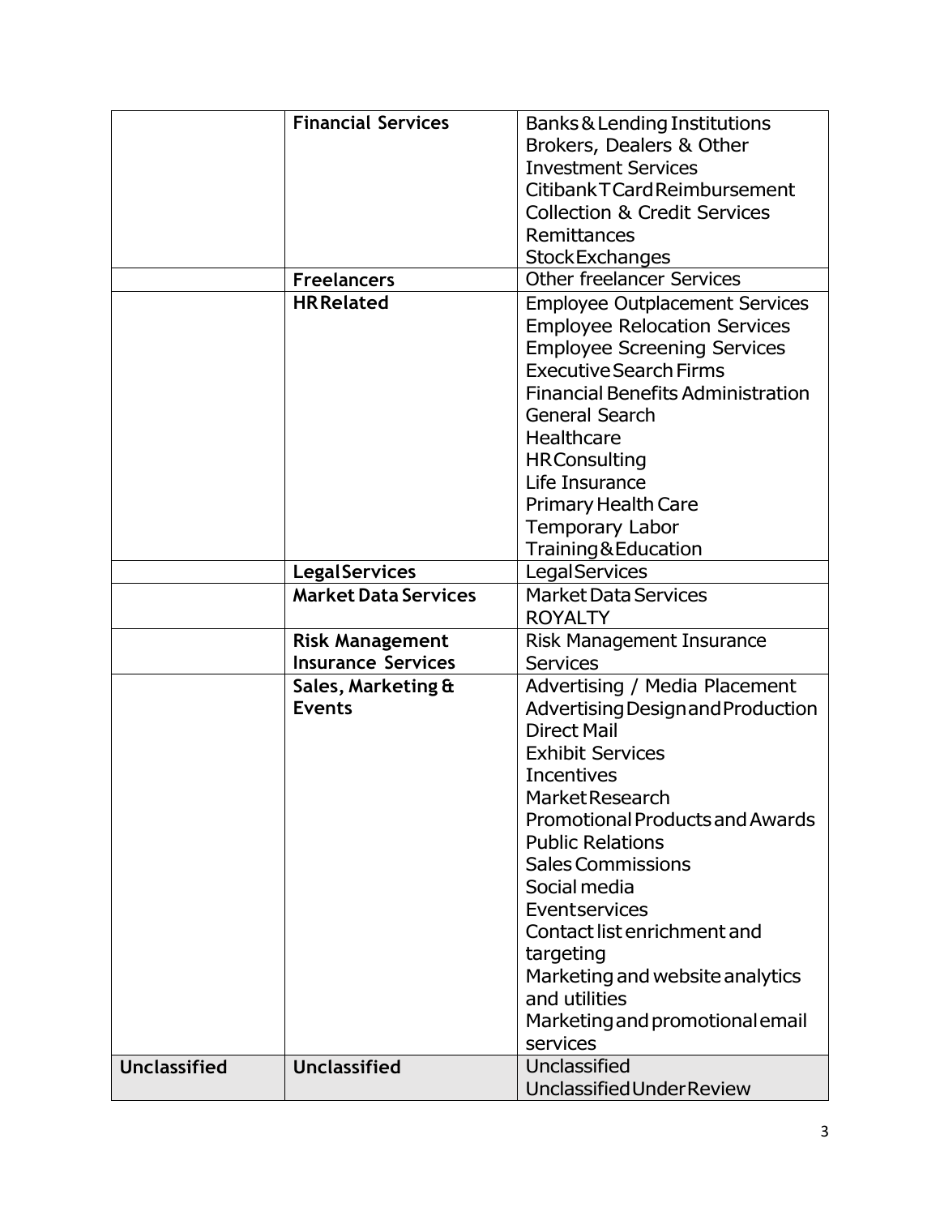| | | |
|---|---|---|
| | **Financial Services** | Banks & Lending Institutions<br>Brokers, Dealers & Other Investment Services<br>Citibank T Card Reimbursement<br>Collection & Credit Services<br>Remittances<br>Stock Exchanges |
| | **Freelancers** | Other freelancer Services |
| | **HR Related** | Employee Outplacement Services<br>Employee Relocation Services<br>Employee Screening Services<br>Executive Search Firms<br>Financial Benefits Administration<br>General Search<br>Healthcare<br>HR Consulting<br>Life Insurance<br>Primary Health Care<br>Temporary Labor<br>Training & Education |
| | **Legal Services** | Legal Services |
| | **Market Data Services** | Market Data Services<br>ROYALTY |
| | **Risk Management Insurance Services** | Risk Management Insurance Services |
| | **Sales, Marketing & Events** | Advertising / Media Placement<br>Advertising Design and Production<br>Direct Mail<br>Exhibit Services<br>Incentives<br>Market Research<br>Promotional Products and Awards<br>Public Relations<br>Sales Commissions<br>Social media<br>Event services<br>Contact list enrichment and targeting<br>Marketing and website analytics and utilities<br>Marketing and promotional email services |
| **Unclassified** | **Unclassified** | Unclassified<br>Unclassified Under Review |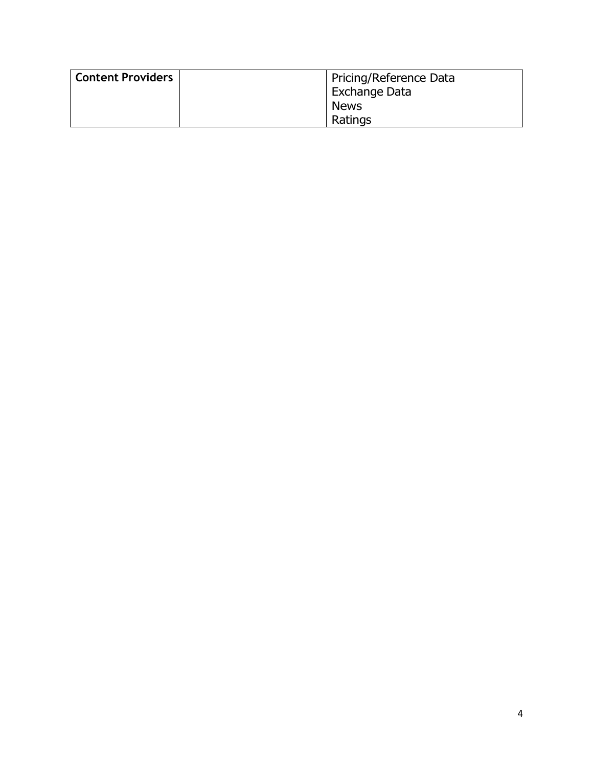| | | |
|---|---|---|
| **Content Providers** | | Pricing/Reference Data<br>Exchange Data<br>News<br>Ratings |